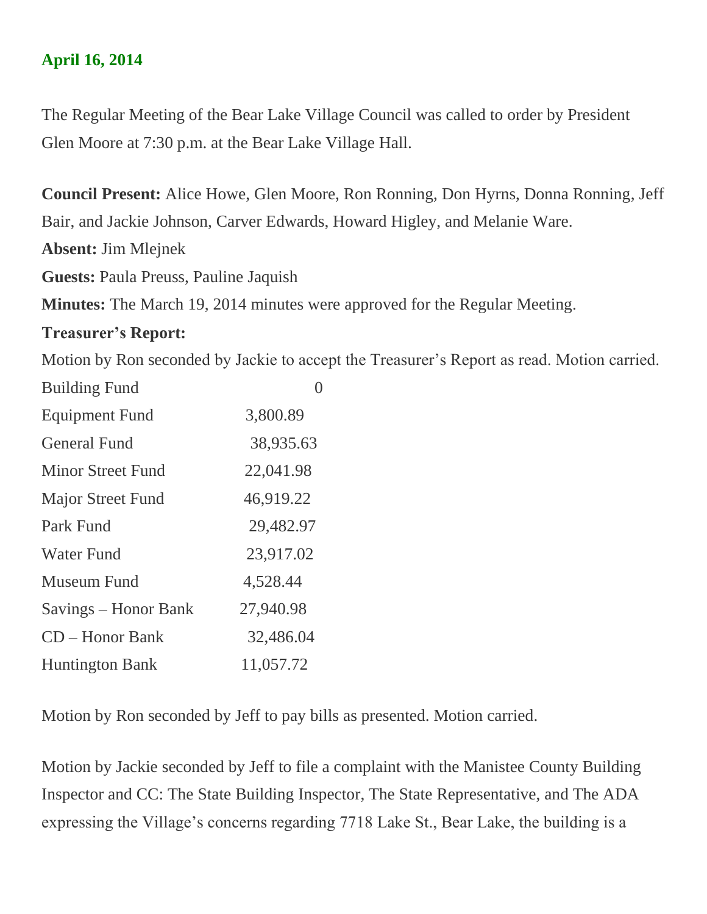**April 16, 2014**

The Regular Meeting of the Bear Lake Village Council was called to order by President Glen Moore at 7:30 p.m. at the Bear Lake Village Hall.

**Council Present:** Alice Howe, Glen Moore, Ron Ronning, Don Hyrns, Donna Ronning, Jeff Bair, and Jackie Johnson, Carver Edwards, Howard Higley, and Melanie Ware.

**Absent:** Jim Mlejnek

**Guests:** Paula Preuss, Pauline Jaquish

**Minutes:** The March 19, 2014 minutes were approved for the Regular Meeting.

**Treasurer's Report:**

Motion by Ron seconded by Jackie to accept the Treasurer's Report as read. Motion carried.

| | |
|---|---|
| Building Fund | 0 |
| Equipment Fund | 3,800.89 |
| General Fund | 38,935.63 |
| Minor Street Fund | 22,041.98 |
| Major Street Fund | 46,919.22 |
| Park Fund | 29,482.97 |
| Water Fund | 23,917.02 |
| Museum Fund | 4,528.44 |
| Savings – Honor Bank | 27,940.98 |
| CD – Honor Bank | 32,486.04 |
| Huntington Bank | 11,057.72 |

Motion by Ron seconded by Jeff to pay bills as presented. Motion carried.

Motion by Jackie seconded by Jeff to file a complaint with the Manistee County Building Inspector and CC: The State Building Inspector, The State Representative, and The ADA expressing the Village's concerns regarding 7718 Lake St., Bear Lake, the building is a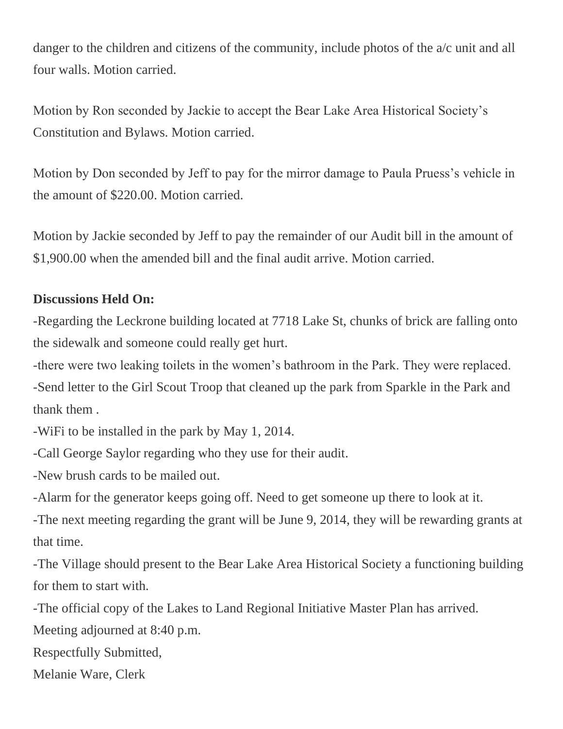danger to the children and citizens of the community, include photos of the a/c unit and all four walls. Motion carried.

Motion by Ron seconded by Jackie to accept the Bear Lake Area Historical Society's Constitution and Bylaws. Motion carried.

Motion by Don seconded by Jeff to pay for the mirror damage to Paula Pruess's vehicle in the amount of $220.00. Motion carried.

Motion by Jackie seconded by Jeff to pay the remainder of our Audit bill in the amount of $1,900.00 when the amended bill and the final audit arrive. Motion carried.

**Discussions Held On:**

-Regarding the Leckrone building located at 7718 Lake St, chunks of brick are falling onto the sidewalk and someone could really get hurt.
-there were two leaking toilets in the women's bathroom in the Park. They were replaced.
-Send letter to the Girl Scout Troop that cleaned up the park from Sparkle in the Park and thank them .
-WiFi to be installed in the park by May 1, 2014.
-Call George Saylor regarding who they use for their audit.
-New brush cards to be mailed out.
-Alarm for the generator keeps going off. Need to get someone up there to look at it.
-The next meeting regarding the grant will be June 9, 2014, they will be rewarding grants at that time.
-The Village should present to the Bear Lake Area Historical Society a functioning building for them to start with.
-The official copy of the Lakes to Land Regional Initiative Master Plan has arrived.
Meeting adjourned at 8:40 p.m.
Respectfully Submitted,
Melanie Ware, Clerk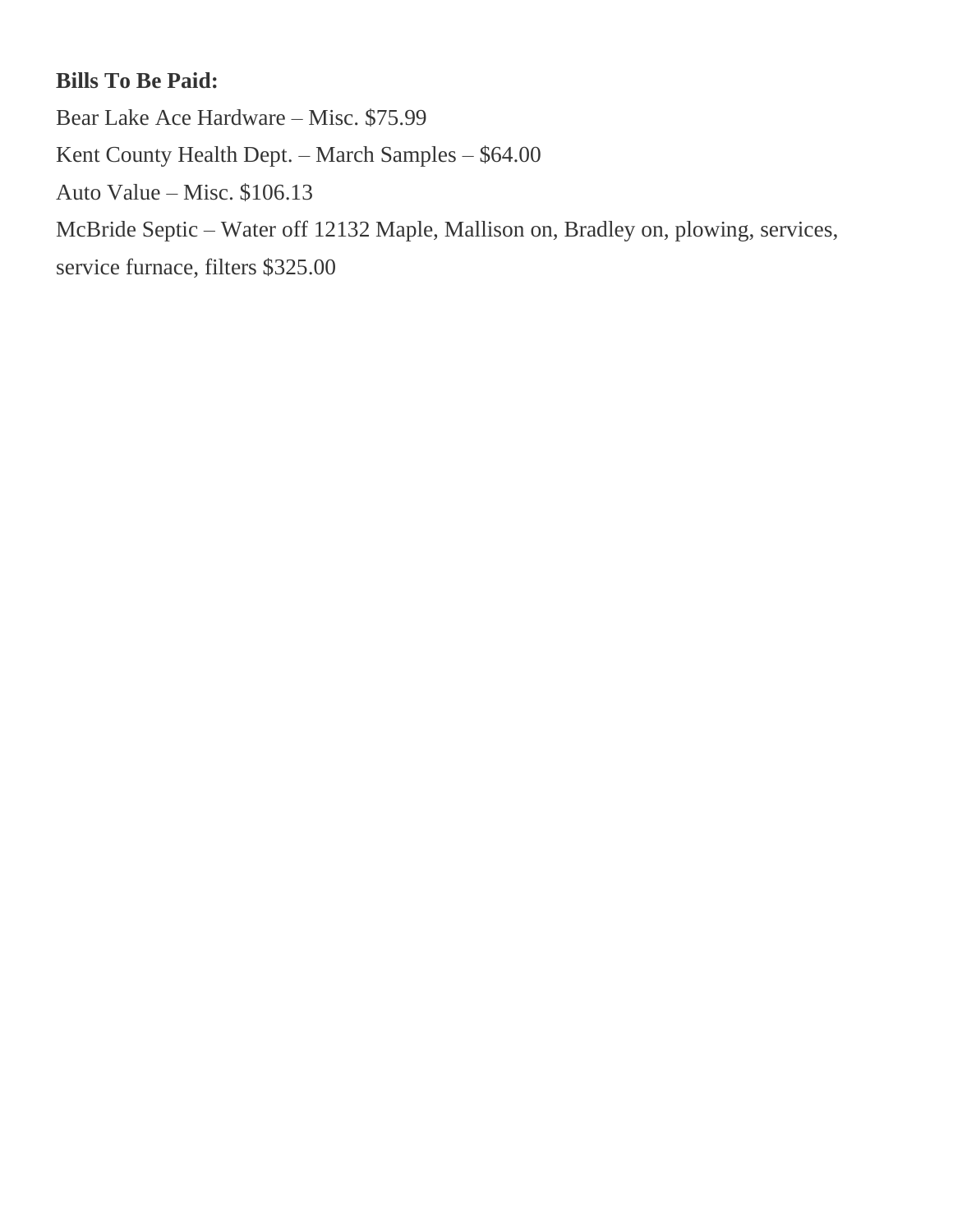**Bills To Be Paid:**

Bear Lake Ace Hardware – Misc. $75.99

Kent County Health Dept. – March Samples – $64.00

Auto Value – Misc. $106.13

McBride Septic – Water off 12132 Maple, Mallison on, Bradley on, plowing, services, service furnace, filters $325.00